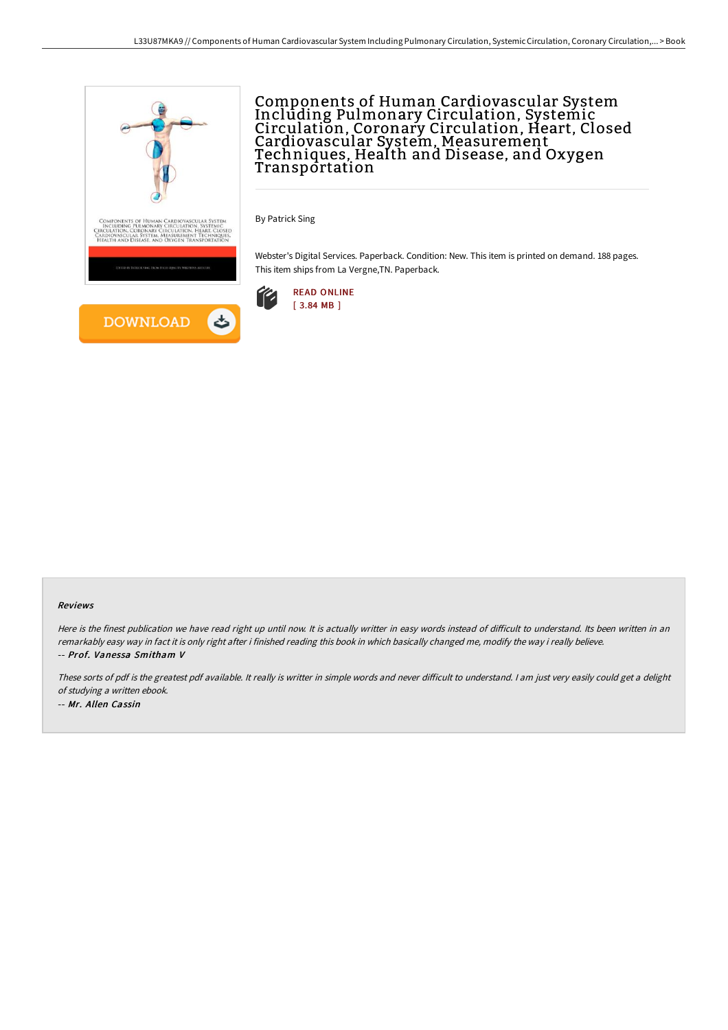# Components of Human Cardiovascular System Including Pulmonary Circulation, Systemic Circulation, Coronary Circulation, Heart, Closed Cardiovascular System, Measurement Techniques, Health and Disease, and Oxygen Transportation

By Patrick Sing

Webster's Digital Services. Paperback. Condition: New. This item is printed on demand. 188 pages. This item ships from La Vergne,TN. Paperback.

READ ONLINE
[ 3.84 MB ]

DOWNLOAD

#### Reviews

*Here is the finest publication we have read right up until now. It is actually writter in easy words instead of difficult to understand. Its been written in an remarkably easy way in fact it is only right after i finished reading this book in which basically changed me, modify the way i really believe.*
*-- Prof. Vanessa Smitham V*

*These sorts of pdf is the greatest pdf available. It really is writter in simple words and never difficult to understand. I am just very easily could get a delight of studying a written ebook.*
*-- Mr. Allen Cassin*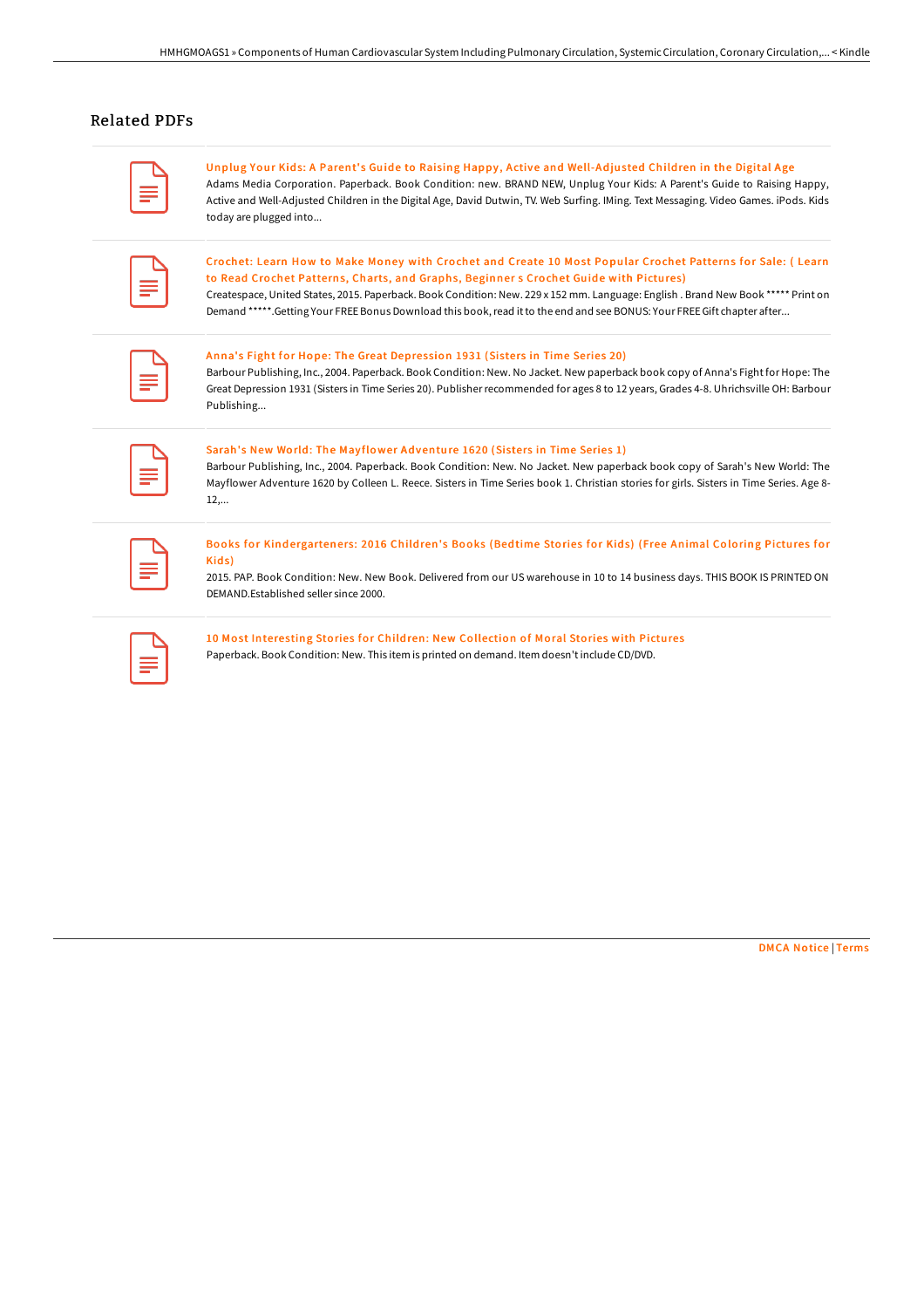## Related PDFs

**Unplug Your Kids: A Parent's Guide to Raising Happy, Active and Well-Adjusted Children in the Digital Age**
Adams Media Corporation. Paperback. Book Condition: new. BRAND NEW, Unplug Your Kids: A Parent's Guide to Raising Happy, Active and Well-Adjusted Children in the Digital Age, David Dutwin, TV. Web Surfing. IMing. Text Messaging. Video Games. iPods. Kids today are plugged into...

**Crochet: Learn How to Make Money with Crochet and Create 10 Most Popular Crochet Patterns for Sale: ( Learn to Read Crochet Patterns, Charts, and Graphs, Beginner s Crochet Guide with Pictures)**
Createspace, United States, 2015. Paperback. Book Condition: New. 229 x 152 mm. Language: English . Brand New Book ***** Print on Demand *****.Getting Your FREE Bonus Download this book, read it to the end and see BONUS: Your FREE Gift chapter after...

**Anna's Fight for Hope: The Great Depression 1931 (Sisters in Time Series 20)**
Barbour Publishing, Inc., 2004. Paperback. Book Condition: New. No Jacket. New paperback book copy of Anna's Fight for Hope: The Great Depression 1931 (Sisters in Time Series 20). Publisher recommended for ages 8 to 12 years, Grades 4-8. Uhrichsville OH: Barbour Publishing...

**Sarah's New World: The Mayflower Adventure 1620 (Sisters in Time Series 1)**
Barbour Publishing, Inc., 2004. Paperback. Book Condition: New. No Jacket. New paperback book copy of Sarah's New World: The Mayflower Adventure 1620 by Colleen L. Reece. Sisters in Time Series book 1. Christian stories for girls. Sisters in Time Series. Age 8-12,...

**Books for Kindergarteners: 2016 Children's Books (Bedtime Stories for Kids) (Free Animal Coloring Pictures for Kids)**
2015. PAP. Book Condition: New. New Book. Delivered from our US warehouse in 10 to 14 business days. THIS BOOK IS PRINTED ON DEMAND.Established seller since 2000.

**10 Most Interesting Stories for Children: New Collection of Moral Stories with Pictures**
Paperback. Book Condition: New. This item is printed on demand. Item doesn't include CD/DVD.

DMCA Notice | Terms